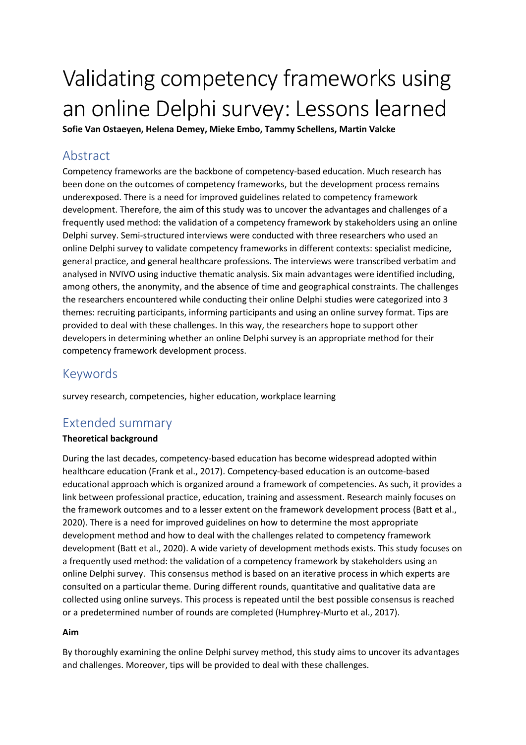# Validating competency frameworks using an online Delphi survey: Lessons learned

**Sofie Van Ostaeyen, Helena Demey, Mieke Embo, Tammy Schellens, Martin Valcke**

## Abstract

Competency frameworks are the backbone of competency-based education. Much research has been done on the outcomes of competency frameworks, but the development process remains underexposed. There is a need for improved guidelines related to competency framework development. Therefore, the aim of this study was to uncover the advantages and challenges of a frequently used method: the validation of a competency framework by stakeholders using an online Delphi survey. Semi-structured interviews were conducted with three researchers who used an online Delphi survey to validate competency frameworks in different contexts: specialist medicine, general practice, and general healthcare professions. The interviews were transcribed verbatim and analysed in NVIVO using inductive thematic analysis. Six main advantages were identified including, among others, the anonymity, and the absence of time and geographical constraints. The challenges the researchers encountered while conducting their online Delphi studies were categorized into 3 themes: recruiting participants, informing participants and using an online survey format. Tips are provided to deal with these challenges. In this way, the researchers hope to support other developers in determining whether an online Delphi survey is an appropriate method for their competency framework development process.

## Keywords

survey research, competencies, higher education, workplace learning

## Extended summary

**Theoretical background**

During the last decades, competency-based education has become widespread adopted within healthcare education (Frank et al., 2017). Competency-based education is an outcome-based educational approach which is organized around a framework of competencies. As such, it provides a link between professional practice, education, training and assessment. Research mainly focuses on the framework outcomes and to a lesser extent on the framework development process (Batt et al., 2020). There is a need for improved guidelines on how to determine the most appropriate development method and how to deal with the challenges related to competency framework development (Batt et al., 2020). A wide variety of development methods exists. This study focuses on a frequently used method: the validation of a competency framework by stakeholders using an online Delphi survey. This consensus method is based on an iterative process in which experts are consulted on a particular theme. During different rounds, quantitative and qualitative data are collected using online surveys. This process is repeated until the best possible consensus is reached or a predetermined number of rounds are completed (Humphrey-Murto et al., 2017).

**Aim**

By thoroughly examining the online Delphi survey method, this study aims to uncover its advantages and challenges. Moreover, tips will be provided to deal with these challenges.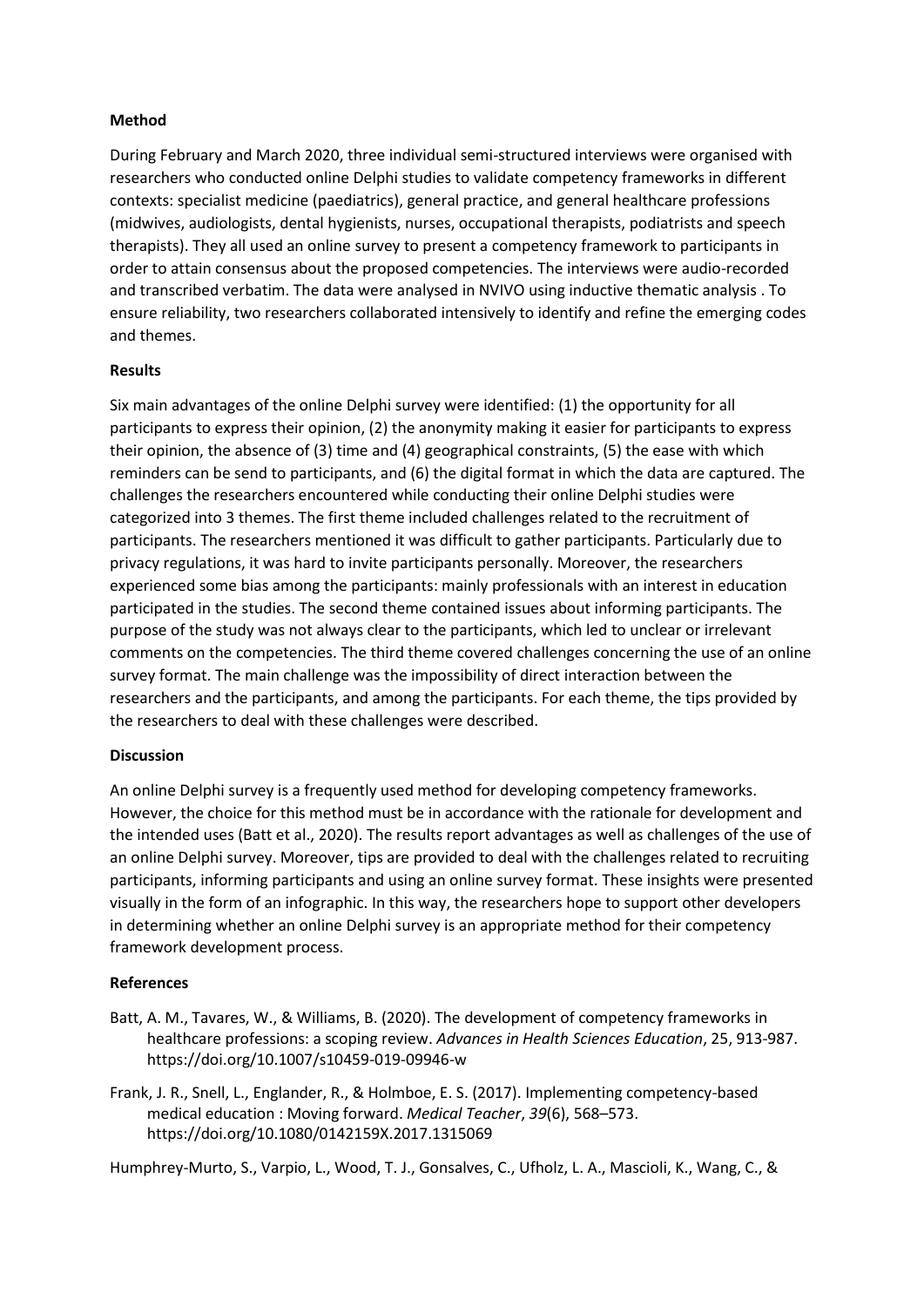**Method**

During February and March 2020, three individual semi-structured interviews were organised with researchers who conducted online Delphi studies to validate competency frameworks in different contexts: specialist medicine (paediatrics), general practice, and general healthcare professions (midwives, audiologists, dental hygienists, nurses, occupational therapists, podiatrists and speech therapists). They all used an online survey to present a competency framework to participants in order to attain consensus about the proposed competencies. The interviews were audio-recorded and transcribed verbatim. The data were analysed in NVIVO using inductive thematic analysis . To ensure reliability, two researchers collaborated intensively to identify and refine the emerging codes and themes.

**Results**

Six main advantages of the online Delphi survey were identified: (1) the opportunity for all participants to express their opinion, (2) the anonymity making it easier for participants to express their opinion, the absence of (3) time and (4) geographical constraints, (5) the ease with which reminders can be send to participants, and (6) the digital format in which the data are captured. The challenges the researchers encountered while conducting their online Delphi studies were categorized into 3 themes. The first theme included challenges related to the recruitment of participants. The researchers mentioned it was difficult to gather participants. Particularly due to privacy regulations, it was hard to invite participants personally. Moreover, the researchers experienced some bias among the participants: mainly professionals with an interest in education participated in the studies. The second theme contained issues about informing participants. The purpose of the study was not always clear to the participants, which led to unclear or irrelevant comments on the competencies. The third theme covered challenges concerning the use of an online survey format. The main challenge was the impossibility of direct interaction between the researchers and the participants, and among the participants. For each theme, the tips provided by the researchers to deal with these challenges were described.

**Discussion**

An online Delphi survey is a frequently used method for developing competency frameworks. However, the choice for this method must be in accordance with the rationale for development and the intended uses (Batt et al., 2020). The results report advantages as well as challenges of the use of an online Delphi survey. Moreover, tips are provided to deal with the challenges related to recruiting participants, informing participants and using an online survey format. These insights were presented visually in the form of an infographic. In this way, the researchers hope to support other developers in determining whether an online Delphi survey is an appropriate method for their competency framework development process.

**References**

Batt, A. M., Tavares, W., & Williams, B. (2020). The development of competency frameworks in healthcare professions: a scoping review. *Advances in Health Sciences Education*, 25, 913-987. https://doi.org/10.1007/s10459-019-09946-w

Frank, J. R., Snell, L., Englander, R., & Holmboe, E. S. (2017). Implementing competency-based medical education : Moving forward. *Medical Teacher*, *39*(6), 568–573. https://doi.org/10.1080/0142159X.2017.1315069

Humphrey-Murto, S., Varpio, L., Wood, T. J., Gonsalves, C., Ufholz, L. A., Mascioli, K., Wang, C., &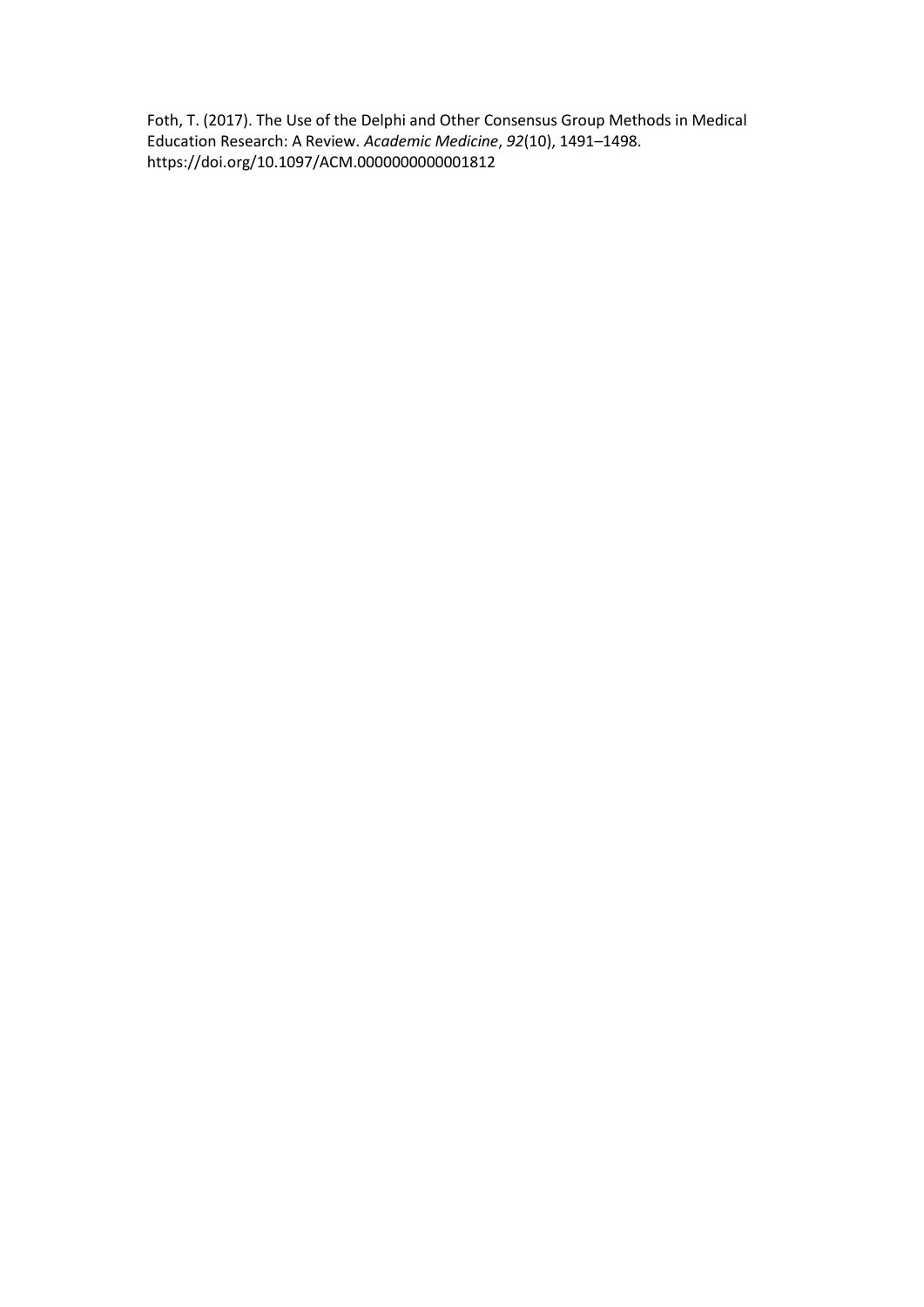Foth, T. (2017). The Use of the Delphi and Other Consensus Group Methods in Medical Education Research: A Review. *Academic Medicine*, *92*(10), 1491–1498. https://doi.org/10.1097/ACM.0000000000001812